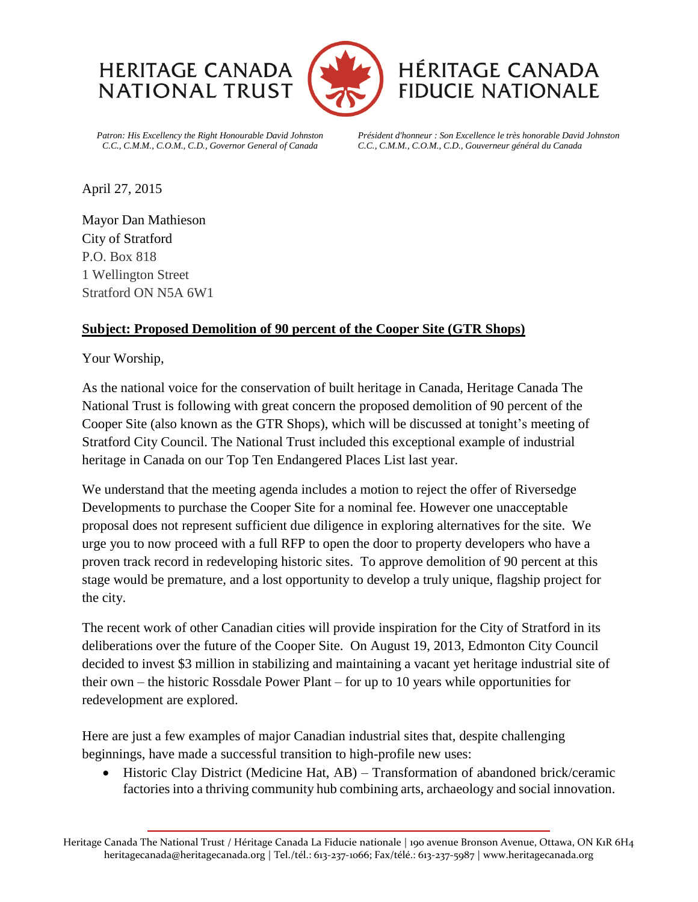HERITAGE CANADA NATIONAL TRUST

HÉRITAGE CANADA FIDUCIE NATIONALE

*Patron: His Excellency the Right Honourable David Johnston C.C., C.M.M., C.O.M., C.D., Governor General of Canada*

*Président d'honneur : Son Excellence le très honorable David Johnston C.C., C.M.M., C.O.M., C.D., Gouverneur général du Canada*

April 27, 2015

Mayor Dan Mathieson
City of Stratford
P.O. Box 818
1 Wellington Street
Stratford ON N5A 6W1

**Subject: Proposed Demolition of 90 percent of the Cooper Site (GTR Shops)**

Your Worship,

As the national voice for the conservation of built heritage in Canada, Heritage Canada The National Trust is following with great concern the proposed demolition of 90 percent of the Cooper Site (also known as the GTR Shops), which will be discussed at tonight's meeting of Stratford City Council. The National Trust included this exceptional example of industrial heritage in Canada on our Top Ten Endangered Places List last year.

We understand that the meeting agenda includes a motion to reject the offer of Riversedge Developments to purchase the Cooper Site for a nominal fee. However one unacceptable proposal does not represent sufficient due diligence in exploring alternatives for the site. We urge you to now proceed with a full RFP to open the door to property developers who have a proven track record in redeveloping historic sites. To approve demolition of 90 percent at this stage would be premature, and a lost opportunity to develop a truly unique, flagship project for the city.

The recent work of other Canadian cities will provide inspiration for the City of Stratford in its deliberations over the future of the Cooper Site. On August 19, 2013, Edmonton City Council decided to invest $3 million in stabilizing and maintaining a vacant yet heritage industrial site of their own – the historic Rossdale Power Plant – for up to 10 years while opportunities for redevelopment are explored.

Here are just a few examples of major Canadian industrial sites that, despite challenging beginnings, have made a successful transition to high-profile new uses:

- Historic Clay District (Medicine Hat, AB) – Transformation of abandoned brick/ceramic factories into a thriving community hub combining arts, archaeology and social innovation.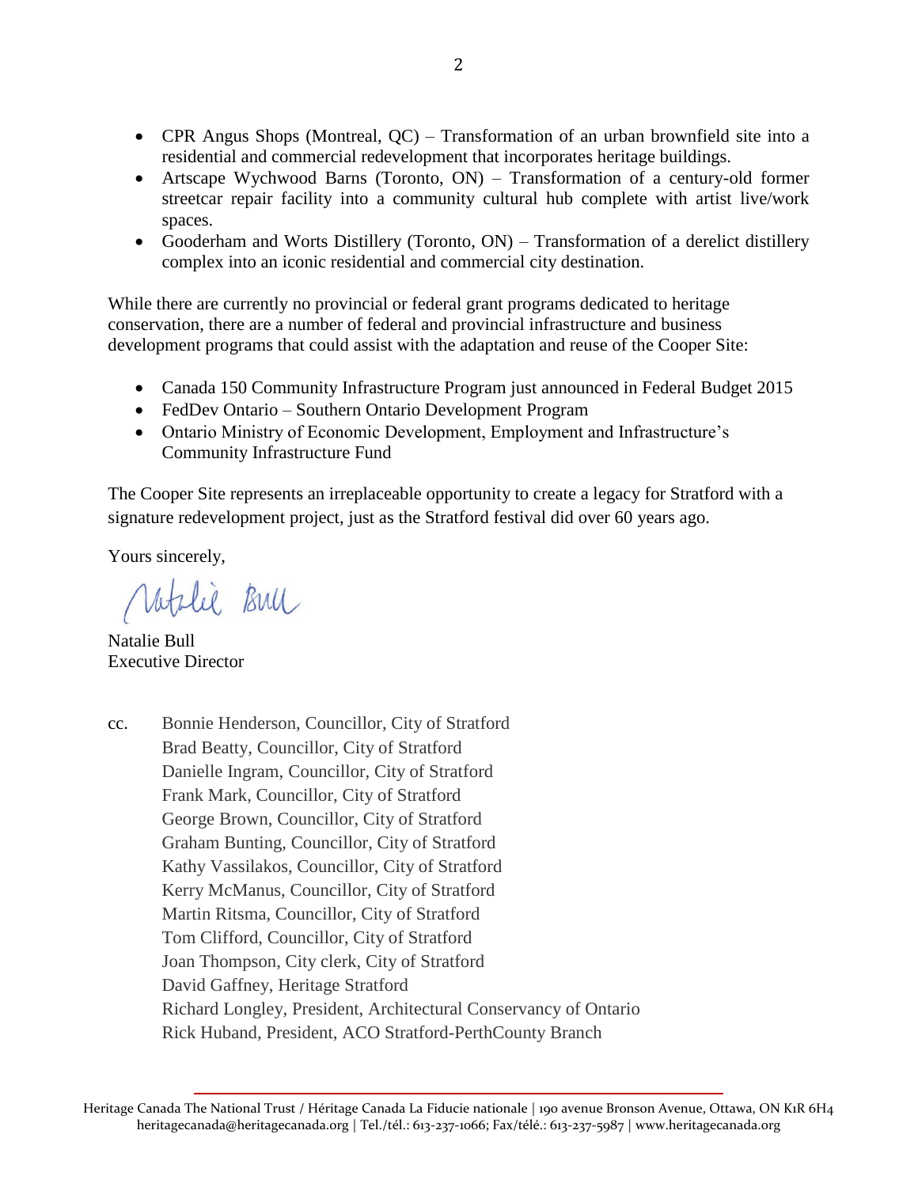- CPR Angus Shops (Montreal, QC) – Transformation of an urban brownfield site into a residential and commercial redevelopment that incorporates heritage buildings.
- Artscape Wychwood Barns (Toronto, ON) – Transformation of a century-old former streetcar repair facility into a community cultural hub complete with artist live/work spaces.
- Gooderham and Worts Distillery (Toronto, ON) – Transformation of a derelict distillery complex into an iconic residential and commercial city destination.

While there are currently no provincial or federal grant programs dedicated to heritage conservation, there are a number of federal and provincial infrastructure and business development programs that could assist with the adaptation and reuse of the Cooper Site:

- Canada 150 Community Infrastructure Program just announced in Federal Budget 2015
- FedDev Ontario – Southern Ontario Development Program
- Ontario Ministry of Economic Development, Employment and Infrastructure's Community Infrastructure Fund

The Cooper Site represents an irreplaceable opportunity to create a legacy for Stratford with a signature redevelopment project, just as the Stratford festival did over 60 years ago.

Yours sincerely,

Natalie Bull

Natalie Bull
Executive Director

cc. Bonnie Henderson, Councillor, City of Stratford
Brad Beatty, Councillor, City of Stratford
Danielle Ingram, Councillor, City of Stratford
Frank Mark, Councillor, City of Stratford
George Brown, Councillor, City of Stratford
Graham Bunting, Councillor, City of Stratford
Kathy Vassilakos, Councillor, City of Stratford
Kerry McManus, Councillor, City of Stratford
Martin Ritsma, Councillor, City of Stratford
Tom Clifford, Councillor, City of Stratford
Joan Thompson, City clerk, City of Stratford
David Gaffney, Heritage Stratford
Richard Longley, President, Architectural Conservancy of Ontario
Rick Huband, President, ACO Stratford-PerthCounty Branch

Heritage Canada The National Trust / Héritage Canada La Fiducie nationale | 190 avenue Bronson Avenue, Ottawa, ON K1R 6H4
heritagecanada@heritagecanada.org | Tel./tél.: 613-237-1066; Fax/télé.: 613-237-5987 | www.heritagecanada.org